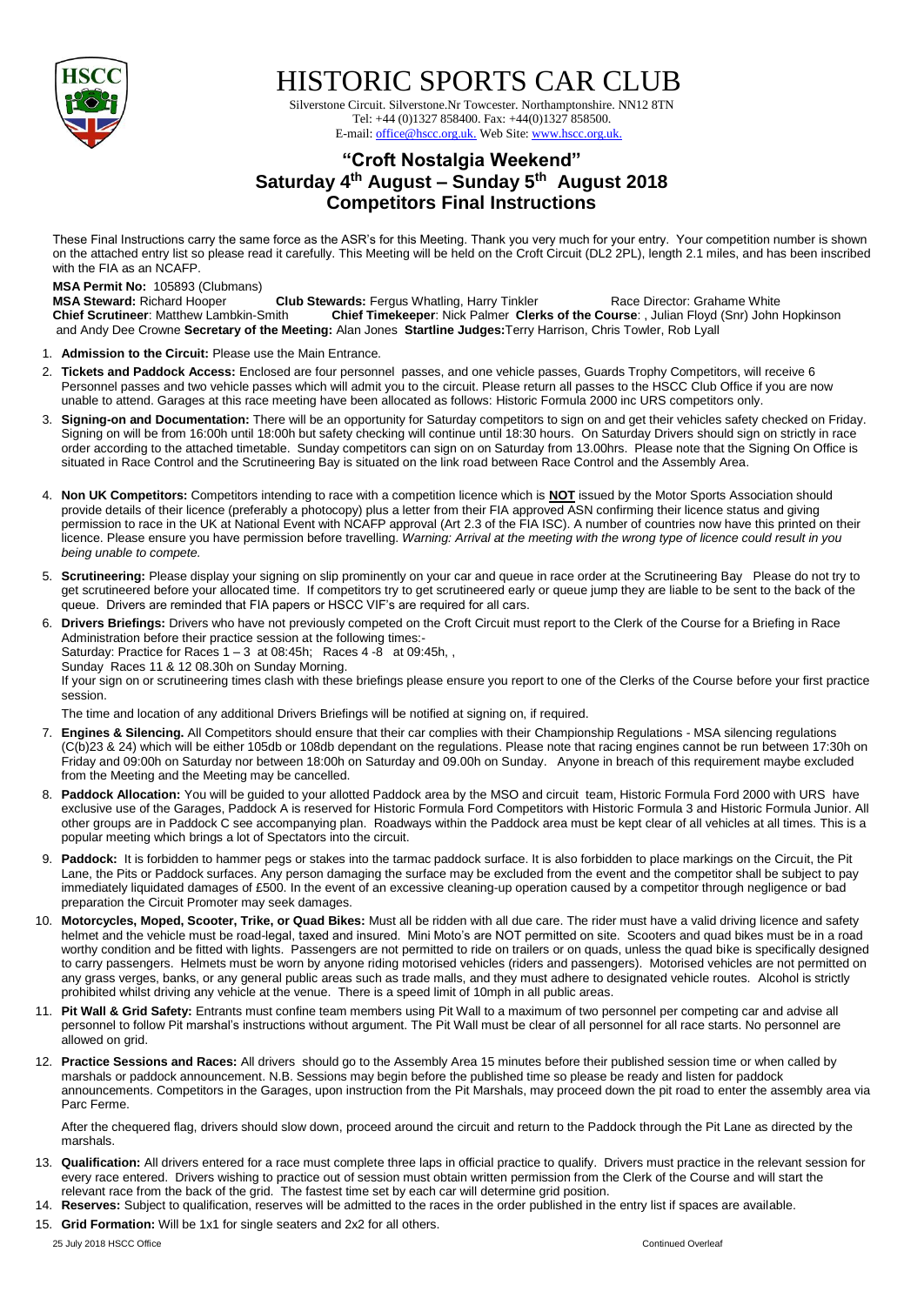# HISTORIC SPORTS CAR CLUB

Silverstone Circuit. Silverstone.Nr Towcester. Northamptonshire. NN12 8TN
Tel: +44 (0)1327 858400. Fax: +44(0)1327 858500.
E-mail: office@hscc.org.uk. Web Site: www.hscc.org.uk.

## "Croft Nostalgia Weekend"
## Saturday 4th August – Sunday 5th August 2018
## Competitors Final Instructions

These Final Instructions carry the same force as the ASR's for this Meeting. Thank you very much for your entry. Your competition number is shown on the attached entry list so please read it carefully. This Meeting will be held on the Croft Circuit (DL2 2PL), length 2.1 miles, and has been inscribed with the FIA as an NCAFP.

**MSA Permit No:** 105893 (Clubmans)
**MSA Steward:** Richard Hooper **Club Stewards:** Fergus Whatling, Harry Tinkler Race Director: Grahame White
**Chief Scrutineer**: Matthew Lambkin-Smith **Chief Timekeeper**: Nick Palmer **Clerks of the Course**: , Julian Floyd (Snr) John Hopkinson and Andy Dee Crowne **Secretary of the Meeting:** Alan Jones **Startline Judges:** Terry Harrison, Chris Towler, Rob Lyall

1. **Admission to the Circuit:** Please use the Main Entrance.
2. **Tickets and Paddock Access:** Enclosed are four personnel passes, and one vehicle passes, Guards Trophy Competitors, will receive 6 Personnel passes and two vehicle passes which will admit you to the circuit. Please return all passes to the HSCC Club Office if you are now unable to attend. Garages at this race meeting have been allocated as follows: Historic Formula 2000 inc URS competitors only.
3. **Signing-on and Documentation:** There will be an opportunity for Saturday competitors to sign on and get their vehicles safety checked on Friday. Signing on will be from 16:00h until 18:00h but safety checking will continue until 18:30 hours. On Saturday Drivers should sign on strictly in race order according to the attached timetable. Sunday competitors can sign on on Saturday from 13.00hrs. Please note that the Signing On Office is situated in Race Control and the Scrutineering Bay is situated on the link road between Race Control and the Assembly Area.
4. **Non UK Competitors:** Competitors intending to race with a competition licence which is **NOT** issued by the Motor Sports Association should provide details of their licence (preferably a photocopy) plus a letter from their FIA approved ASN confirming their licence status and giving permission to race in the UK at National Event with NCAFP approval (Art 2.3 of the FIA ISC). A number of countries now have this printed on their licence. Please ensure you have permission before travelling. *Warning: Arrival at the meeting with the wrong type of licence could result in you being unable to compete.*
5. **Scrutineering:** Please display your signing on slip prominently on your car and queue in race order at the Scrutineering Bay Please do not try to get scrutineered before your allocated time. If competitors try to get scrutineered early or queue jump they are liable to be sent to the back of the queue. Drivers are reminded that FIA papers or HSCC VIF's are required for all cars.
6. **Drivers Briefings:** Drivers who have not previously competed on the Croft Circuit must report to the Clerk of the Course for a Briefing in Race Administration before their practice session at the following times:-
   Saturday: Practice for Races 1 – 3 at 08:45h; Races 4 -8 at 09:45h, ,
   Sunday Races 11 & 12 08.30h on Sunday Morning.
   If your sign on or scrutineering times clash with these briefings please ensure you report to one of the Clerks of the Course before your first practice session.

   The time and location of any additional Drivers Briefings will be notified at signing on, if required.
7. **Engines & Silencing.** All Competitors should ensure that their car complies with their Championship Regulations - MSA silencing regulations (C(b)23 & 24) which will be either 105db or 108db dependant on the regulations. Please note that racing engines cannot be run between 17:30h on Friday and 09:00h on Saturday nor between 18:00h on Saturday and 09.00h on Sunday. Anyone in breach of this requirement maybe excluded from the Meeting and the Meeting may be cancelled.
8. **Paddock Allocation:** You will be guided to your allotted Paddock area by the MSO and circuit team, Historic Formula Ford 2000 with URS have exclusive use of the Garages, Paddock A is reserved for Historic Formula Ford Competitors with Historic Formula 3 and Historic Formula Junior. All other groups are in Paddock C see accompanying plan. Roadways within the Paddock area must be kept clear of all vehicles at all times. This is a popular meeting which brings a lot of Spectators into the circuit.
9. **Paddock:** It is forbidden to hammer pegs or stakes into the tarmac paddock surface. It is also forbidden to place markings on the Circuit, the Pit Lane, the Pits or Paddock surfaces. Any person damaging the surface may be excluded from the event and the competitor shall be subject to pay immediately liquidated damages of £500. In the event of an excessive cleaning-up operation caused by a competitor through negligence or bad preparation the Circuit Promoter may seek damages.
10. **Motorcycles, Moped, Scooter, Trike, or Quad Bikes:** Must all be ridden with all due care. The rider must have a valid driving licence and safety helmet and the vehicle must be road-legal, taxed and insured. Mini Moto's are NOT permitted on site. Scooters and quad bikes must be in a road worthy condition and be fitted with lights. Passengers are not permitted to ride on trailers or on quads, unless the quad bike is specifically designed to carry passengers. Helmets must be worn by anyone riding motorised vehicles (riders and passengers). Motorised vehicles are not permitted on any grass verges, banks, or any general public areas such as trade malls, and they must adhere to designated vehicle routes. Alcohol is strictly prohibited whilst driving any vehicle at the venue. There is a speed limit of 10mph in all public areas.
11. **Pit Wall & Grid Safety:** Entrants must confine team members using Pit Wall to a maximum of two personnel per competing car and advise all personnel to follow Pit marshal's instructions without argument. The Pit Wall must be clear of all personnel for all race starts. No personnel are allowed on grid.
12. **Practice Sessions and Races:** All drivers should go to the Assembly Area 15 minutes before their published session time or when called by marshals or paddock announcement. N.B. Sessions may begin before the published time so please be ready and listen for paddock announcements. Competitors in the Garages, upon instruction from the Pit Marshals, may proceed down the pit road to enter the assembly area via Parc Ferme.

    After the chequered flag, drivers should slow down, proceed around the circuit and return to the Paddock through the Pit Lane as directed by the marshals.
13. **Qualification:** All drivers entered for a race must complete three laps in official practice to qualify. Drivers must practice in the relevant session for every race entered. Drivers wishing to practice out of session must obtain written permission from the Clerk of the Course and will start the relevant race from the back of the grid. The fastest time set by each car will determine grid position.
14. **Reserves:** Subject to qualification, reserves will be admitted to the races in the order published in the entry list if spaces are available.
15. **Grid Formation:** Will be 1x1 for single seaters and 2x2 for all others.

25 July 2018 HSCC Office

Continued Overleaf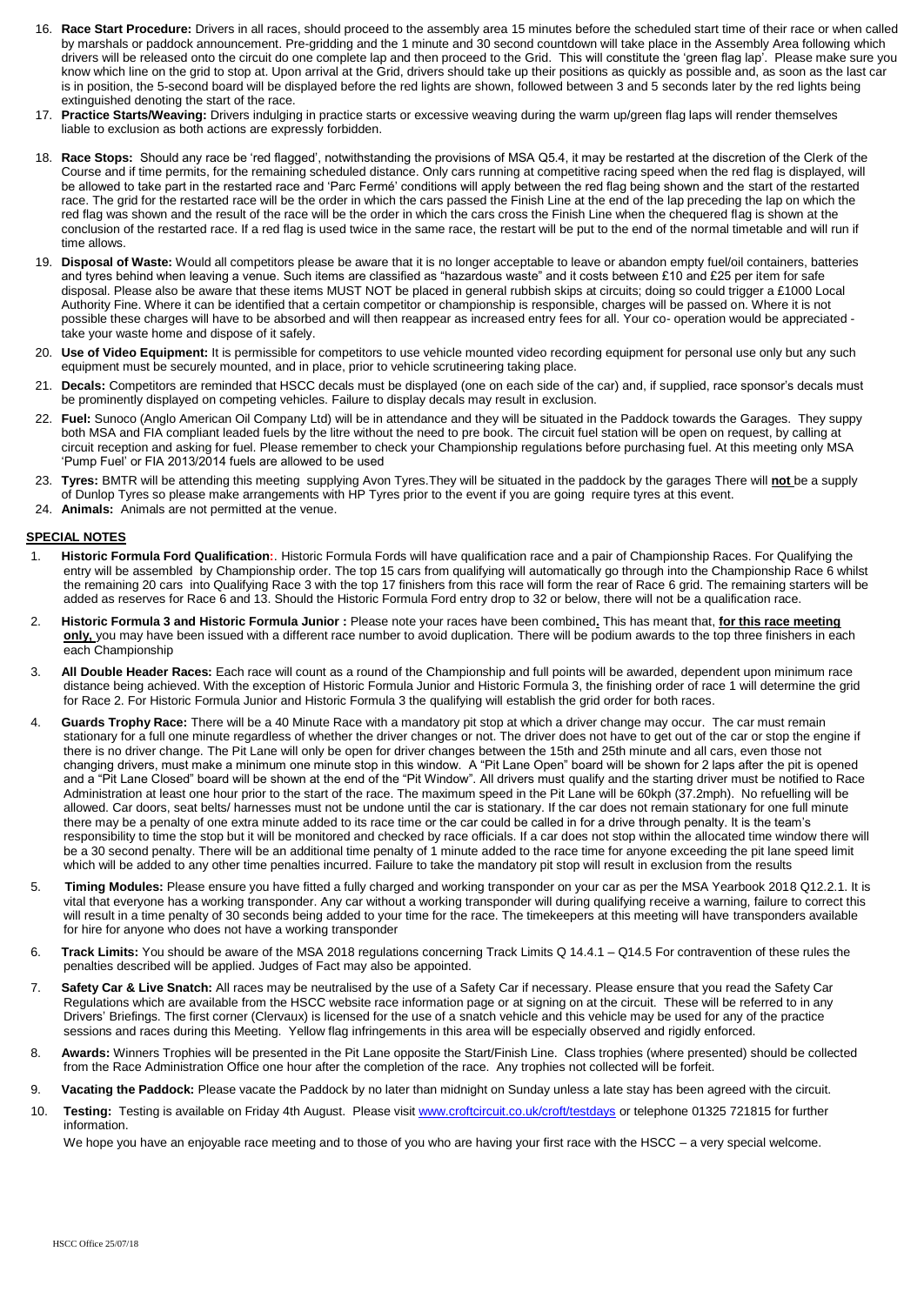16. **Race Start Procedure:** Drivers in all races, should proceed to the assembly area 15 minutes before the scheduled start time of their race or when called by marshals or paddock announcement. Pre-gridding and the 1 minute and 30 second countdown will take place in the Assembly Area following which drivers will be released onto the circuit do one complete lap and then proceed to the Grid. This will constitute the 'green flag lap'. Please make sure you know which line on the grid to stop at. Upon arrival at the Grid, drivers should take up their positions as quickly as possible and, as soon as the last car is in position, the 5-second board will be displayed before the red lights are shown, followed between 3 and 5 seconds later by the red lights being extinguished denoting the start of the race.
17. **Practice Starts/Weaving:** Drivers indulging in practice starts or excessive weaving during the warm up/green flag laps will render themselves liable to exclusion as both actions are expressly forbidden.
18. **Race Stops:** Should any race be 'red flagged', notwithstanding the provisions of MSA Q5.4, it may be restarted at the discretion of the Clerk of the Course and if time permits, for the remaining scheduled distance. Only cars running at competitive racing speed when the red flag is displayed, will be allowed to take part in the restarted race and 'Parc Fermé' conditions will apply between the red flag being shown and the start of the restarted race. The grid for the restarted race will be the order in which the cars passed the Finish Line at the end of the lap preceding the lap on which the red flag was shown and the result of the race will be the order in which the cars cross the Finish Line when the chequered flag is shown at the conclusion of the restarted race. If a red flag is used twice in the same race, the restart will be put to the end of the normal timetable and will run if time allows.
19. **Disposal of Waste:** Would all competitors please be aware that it is no longer acceptable to leave or abandon empty fuel/oil containers, batteries and tyres behind when leaving a venue. Such items are classified as "hazardous waste" and it costs between £10 and £25 per item for safe disposal. Please also be aware that these items MUST NOT be placed in general rubbish skips at circuits; doing so could trigger a £1000 Local Authority Fine. Where it can be identified that a certain competitor or championship is responsible, charges will be passed on. Where it is not possible these charges will have to be absorbed and will then reappear as increased entry fees for all. Your co- operation would be appreciated - take your waste home and dispose of it safely.
20. **Use of Video Equipment:** It is permissible for competitors to use vehicle mounted video recording equipment for personal use only but any such equipment must be securely mounted, and in place, prior to vehicle scrutineering taking place.
21. **Decals:** Competitors are reminded that HSCC decals must be displayed (one on each side of the car) and, if supplied, race sponsor's decals must be prominently displayed on competing vehicles. Failure to display decals may result in exclusion.
22. **Fuel:** Sunoco (Anglo American Oil Company Ltd) will be in attendance and they will be situated in the Paddock towards the Garages. They suppy both MSA and FIA compliant leaded fuels by the litre without the need to pre book. The circuit fuel station will be open on request, by calling at circuit reception and asking for fuel. Please remember to check your Championship regulations before purchasing fuel. At this meeting only MSA 'Pump Fuel' or FIA 2013/2014 fuels are allowed to be used
23. **Tyres:** BMTR will be attending this meeting supplying Avon Tyres.They will be situated in the paddock by the garages There will **not** be a supply of Dunlop Tyres so please make arrangements with HP Tyres prior to the event if you are going require tyres at this event.
24. **Animals:** Animals are not permitted at the venue.

**SPECIAL NOTES**

1. **Historic Formula Ford Qualification:**. Historic Formula Fords will have qualification race and a pair of Championship Races. For Qualifying the entry will be assembled by Championship order. The top 15 cars from qualifying will automatically go through into the Championship Race 6 whilst the remaining 20 cars into Qualifying Race 3 with the top 17 finishers from this race will form the rear of Race 6 grid. The remaining starters will be added as reserves for Race 6 and 13. Should the Historic Formula Ford entry drop to 32 or below, there will not be a qualification race.
2. **Historic Formula 3 and Historic Formula Junior :** Please note your races have been combined**.** This has meant that, **for this race meeting only,** you may have been issued with a different race number to avoid duplication. There will be podium awards to the top three finishers in each Championship
3. **All Double Header Races:** Each race will count as a round of the Championship and full points will be awarded, dependent upon minimum race distance being achieved. With the exception of Historic Formula Junior and Historic Formula 3, the finishing order of race 1 will determine the grid for Race 2. For Historic Formula Junior and Historic Formula 3 the qualifying will establish the grid order for both races.
4. **Guards Trophy Race:** There will be a 40 Minute Race with a mandatory pit stop at which a driver change may occur. The car must remain stationary for a full one minute regardless of whether the driver changes or not. The driver does not have to get out of the car or stop the engine if there is no driver change. The Pit Lane will only be open for driver changes between the 15th and 25th minute and all cars, even those not changing drivers, must make a minimum one minute stop in this window. A "Pit Lane Open" board will be shown for 2 laps after the pit is opened and a "Pit Lane Closed" board will be shown at the end of the "Pit Window". All drivers must qualify and the starting driver must be notified to Race Administration at least one hour prior to the start of the race. The maximum speed in the Pit Lane will be 60kph (37.2mph). No refuelling will be allowed. Car doors, seat belts/ harnesses must not be undone until the car is stationary. If the car does not remain stationary for one full minute there may be a penalty of one extra minute added to its race time or the car could be called in for a drive through penalty. It is the team's responsibility to time the stop but it will be monitored and checked by race officials. If a car does not stop within the allocated time window there will be a 30 second penalty. There will be an additional time penalty of 1 minute added to the race time for anyone exceeding the pit lane speed limit which will be added to any other time penalties incurred. Failure to take the mandatory pit stop will result in exclusion from the results
5. **Timing Modules:** Please ensure you have fitted a fully charged and working transponder on your car as per the MSA Yearbook 2018 Q12.2.1. It is vital that everyone has a working transponder. Any car without a working transponder will during qualifying receive a warning, failure to correct this will result in a time penalty of 30 seconds being added to your time for the race. The timekeepers at this meeting will have transponders available for hire for anyone who does not have a working transponder
6. **Track Limits:** You should be aware of the MSA 2018 regulations concerning Track Limits Q 14.4.1 – Q14.5 For contravention of these rules the penalties described will be applied. Judges of Fact may also be appointed.
7. **Safety Car & Live Snatch:** All races may be neutralised by the use of a Safety Car if necessary. Please ensure that you read the Safety Car Regulations which are available from the HSCC website race information page or at signing on at the circuit. These will be referred to in any Drivers' Briefings. The first corner (Clervaux) is licensed for the use of a snatch vehicle and this vehicle may be used for any of the practice sessions and races during this Meeting. Yellow flag infringements in this area will be especially observed and rigidly enforced.
8. **Awards:** Winners Trophies will be presented in the Pit Lane opposite the Start/Finish Line. Class trophies (where presented) should be collected from the Race Administration Office one hour after the completion of the race. Any trophies not collected will be forfeit.
9. **Vacating the Paddock:** Please vacate the Paddock by no later than midnight on Sunday unless a late stay has been agreed with the circuit.
10. **Testing:** Testing is available on Friday 4th August. Please visit www.croftcircuit.co.uk/croft/testdays or telephone 01325 721815 for further information.

We hope you have an enjoyable race meeting and to those of you who are having your first race with the HSCC – a very special welcome.

HSCC Office 25/07/18